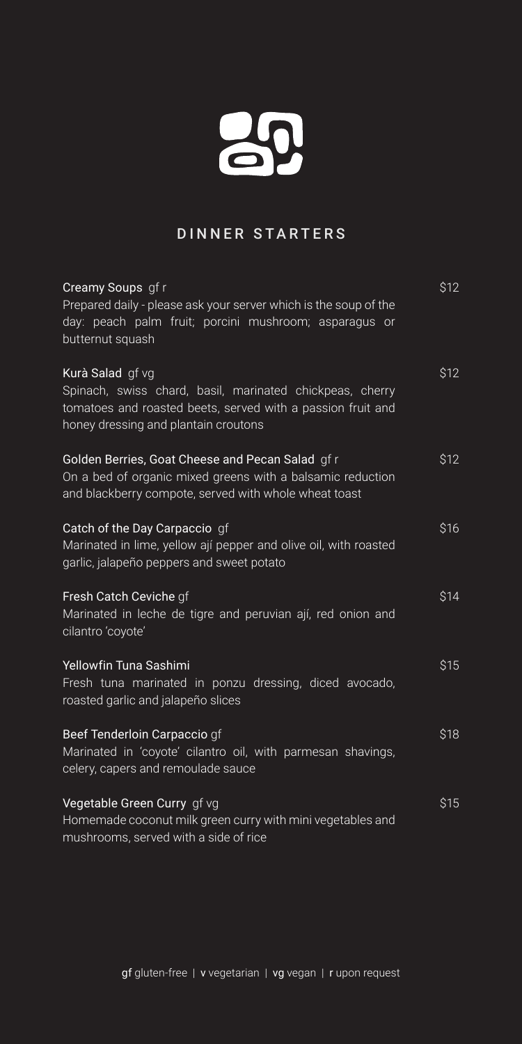# DINNER STARTERS

**Creamy Soups** gf r — $12
Prepared daily - please ask your server which is the soup of the day: peach palm fruit; porcini mushroom; asparagus or butternut squash

**Kurà Salad** gf vg — $12
Spinach, swiss chard, basil, marinated chickpeas, cherry tomatoes and roasted beets, served with a passion fruit and honey dressing and plantain croutons

**Golden Berries, Goat Cheese and Pecan Salad** gf r — $12
On a bed of organic mixed greens with a balsamic reduction and blackberry compote, served with whole wheat toast

**Catch of the Day Carpaccio** gf — $16
Marinated in lime, yellow ají pepper and olive oil, with roasted garlic, jalapeño peppers and sweet potato

**Fresh Catch Ceviche** gf — $14
Marinated in leche de tigre and peruvian ají, red onion and cilantro 'coyote'

**Yellowfin Tuna Sashimi** — $15
Fresh tuna marinated in ponzu dressing, diced avocado, roasted garlic and jalapeño slices

**Beef Tenderloin Carpaccio** gf — $18
Marinated in 'coyote' cilantro oil, with parmesan shavings, celery, capers and remoulade sauce

**Vegetable Green Curry** gf vg — $15
Homemade coconut milk green curry with mini vegetables and mushrooms, served with a side of rice

gf gluten-free | v vegetarian | vg vegan | r upon request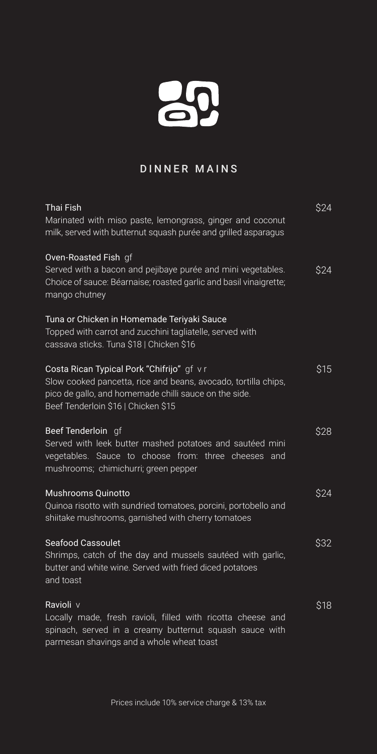## DINNER MAINS

**Thai Fish** — $24
Marinated with miso paste, lemongrass, ginger and coconut milk, served with butternut squash purée and grilled asparagus

**Oven-Roasted Fish** gf — $24
Served with a bacon and pejibaye purée and mini vegetables. Choice of sauce: Béarnaise; roasted garlic and basil vinaigrette; mango chutney

**Tuna or Chicken in Homemade Teriyaki Sauce**
Topped with carrot and zucchini tagliatelle, served with cassava sticks. Tuna $18 | Chicken $16

**Costa Rican Typical Pork "Chifrijo"** gf v r — $15
Slow cooked pancetta, rice and beans, avocado, tortilla chips, pico de gallo, and homemade chilli sauce on the side.
Beef Tenderloin $16 | Chicken $15

**Beef Tenderloin** gf — $28
Served with leek butter mashed potatoes and sautéed mini vegetables. Sauce to choose from: three cheeses and mushrooms; chimichurri; green pepper

**Mushrooms Quinotto** — $24
Quinoa risotto with sundried tomatoes, porcini, portobello and shiitake mushrooms, garnished with cherry tomatoes

**Seafood Cassoulet** — $32
Shrimps, catch of the day and mussels sautéed with garlic, butter and white wine. Served with fried diced potatoes and toast

**Ravioli** v — $18
Locally made, fresh ravioli, filled with ricotta cheese and spinach, served in a creamy butternut squash sauce with parmesan shavings and a whole wheat toast

Prices include 10% service charge & 13% tax